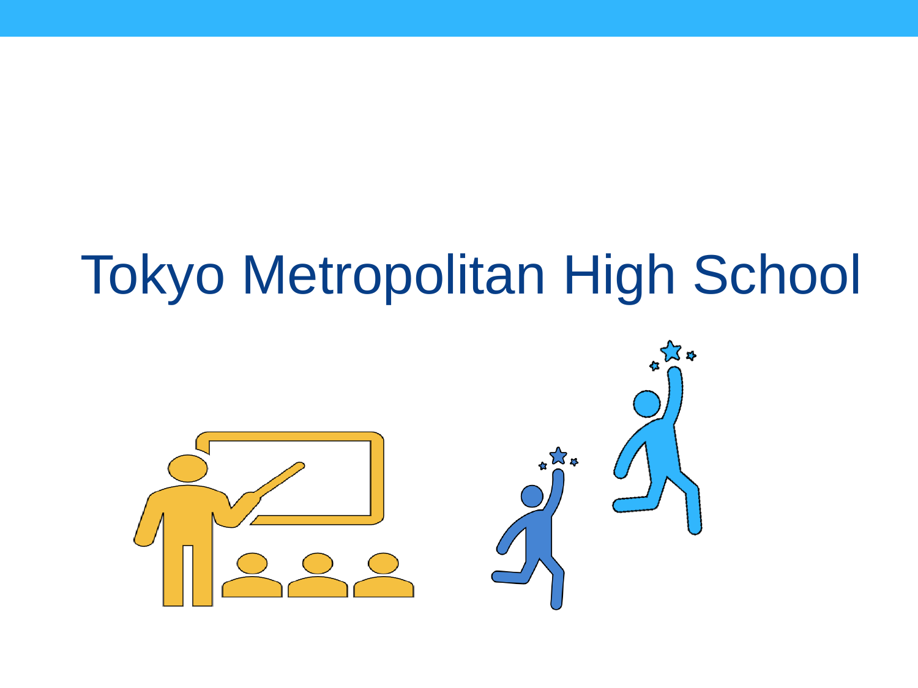# Tokyo Metropolitan High School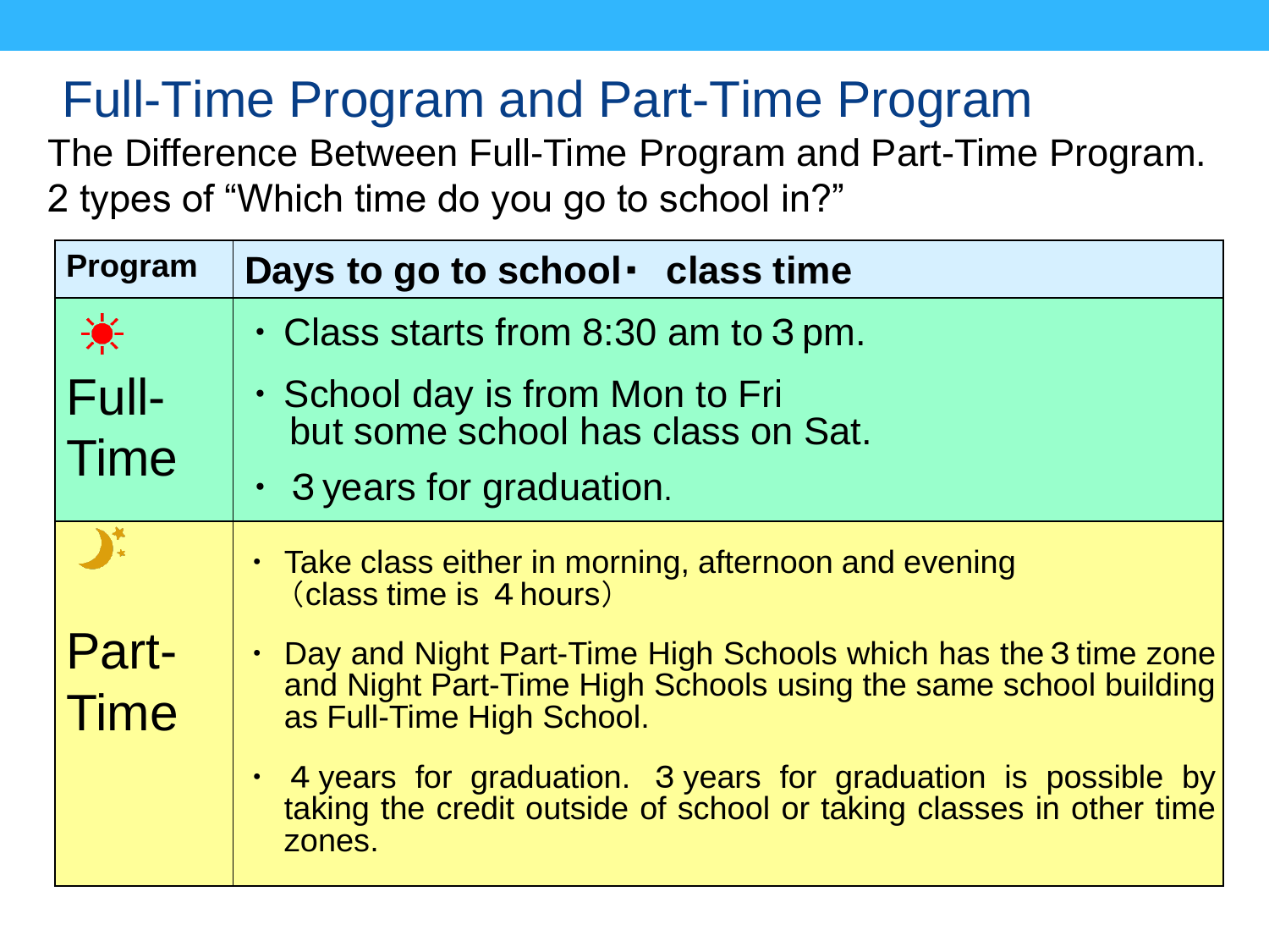# Full-Time Program and Part-Time Program

The Difference Between Full-Time Program and Part-Time Program.
2 types of "Which time do you go to school in?"

| Program | Days to go to school・ class time |
| --- | --- |
| ☀ Full-Time | ・Class starts from 8:30 am to 3 pm.<br>・School day is from Mon to Fri but some school has class on Sat.<br>・ 3 years for graduation. |
| Part-Time | ・ Take class either in morning, afternoon and evening （class time is 4 hours）<br>・ Day and Night Part-Time High Schools which has the 3 time zone and Night Part-Time High Schools using the same school building as Full-Time High School.<br>・ 4 years for graduation. 3 years for graduation is possible by taking the credit outside of school or taking classes in other time zones. |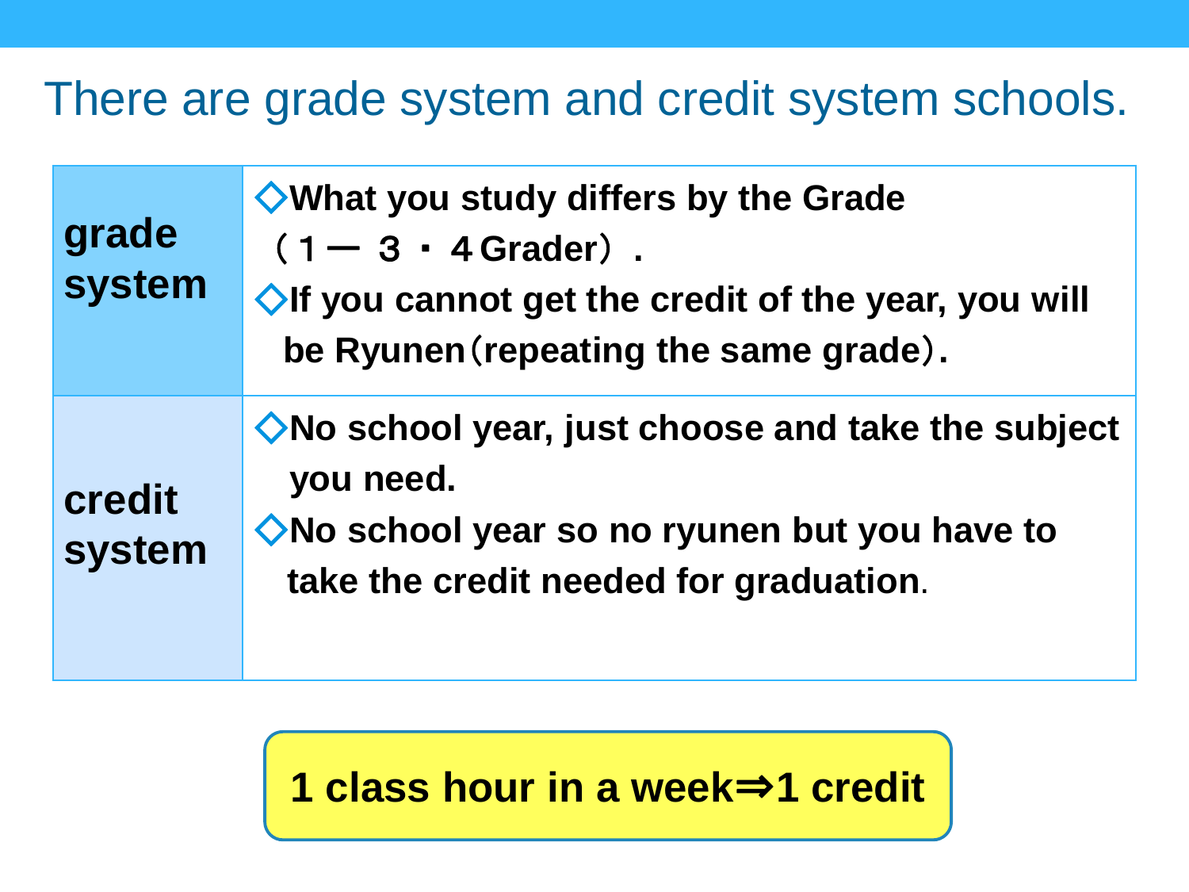# There are grade system and credit system schools.

| | |
|---|---|
| **grade system** | **◇What you study differs by the Grade （１― ３ ・ ４Grader）.** <br> **◇If you cannot get the credit of the year, you will be Ryunen（repeating the same grade）.** |
| **credit system** | **◇No school year, just choose and take the subject you need.** <br> **◇No school year so no ryunen but you have to take the credit needed for graduation.** |

**1 class hour in a week⇒1 credit**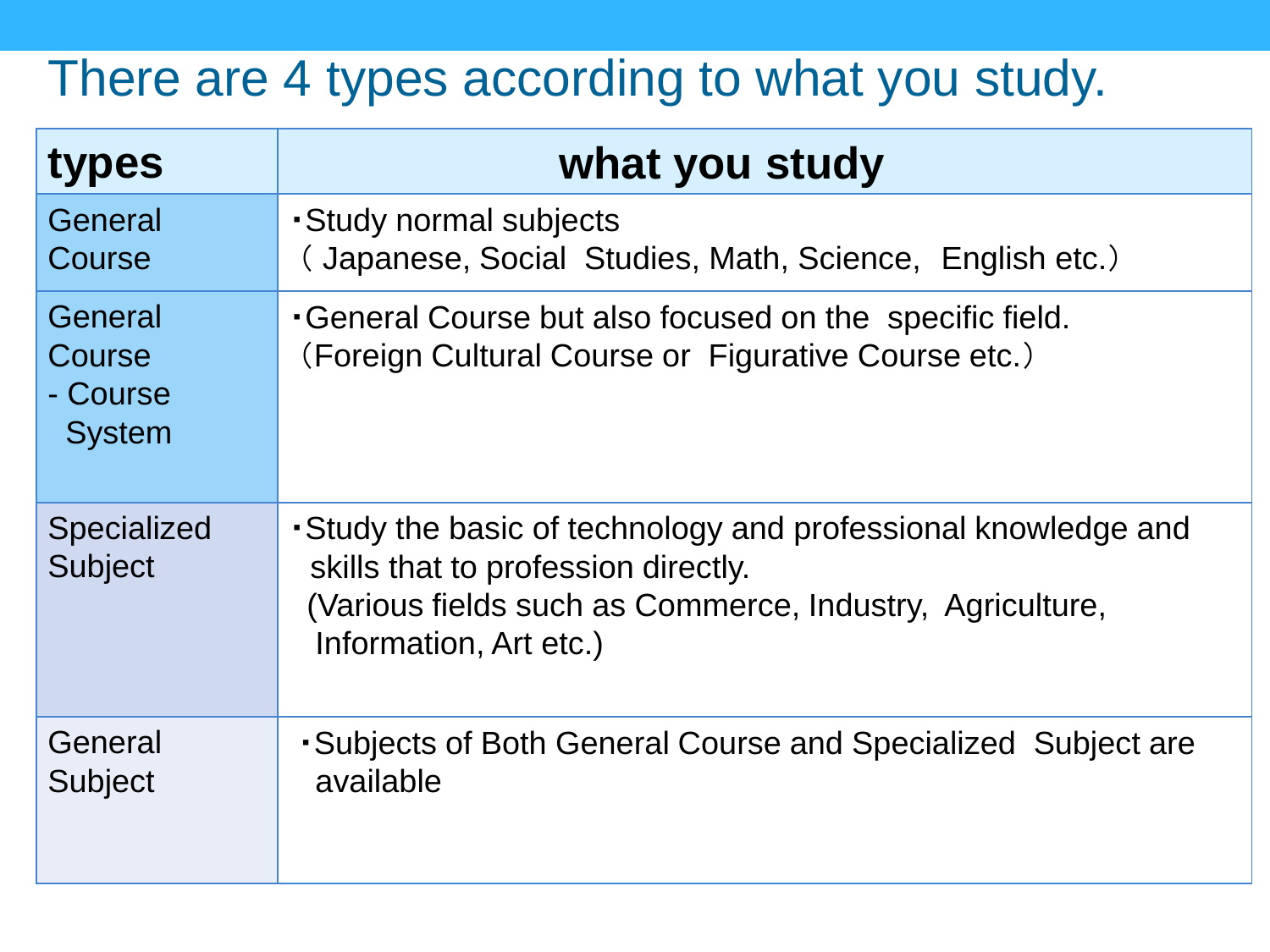# There are 4 types according to what you study.

| types | what you study |
|---|---|
| General Course | ・Study normal subjects （ Japanese, Social Studies, Math, Science, English etc.） |
| General Course - Course System | ・General Course but also focused on the specific field. （Foreign Cultural Course or Figurative Course etc.） |
| Specialized Subject | ・Study the basic of technology and professional knowledge and skills that to profession directly. (Various fields such as Commerce, Industry, Agriculture, Information, Art etc.) |
| General Subject | ・Subjects of Both General Course and Specialized Subject are available |